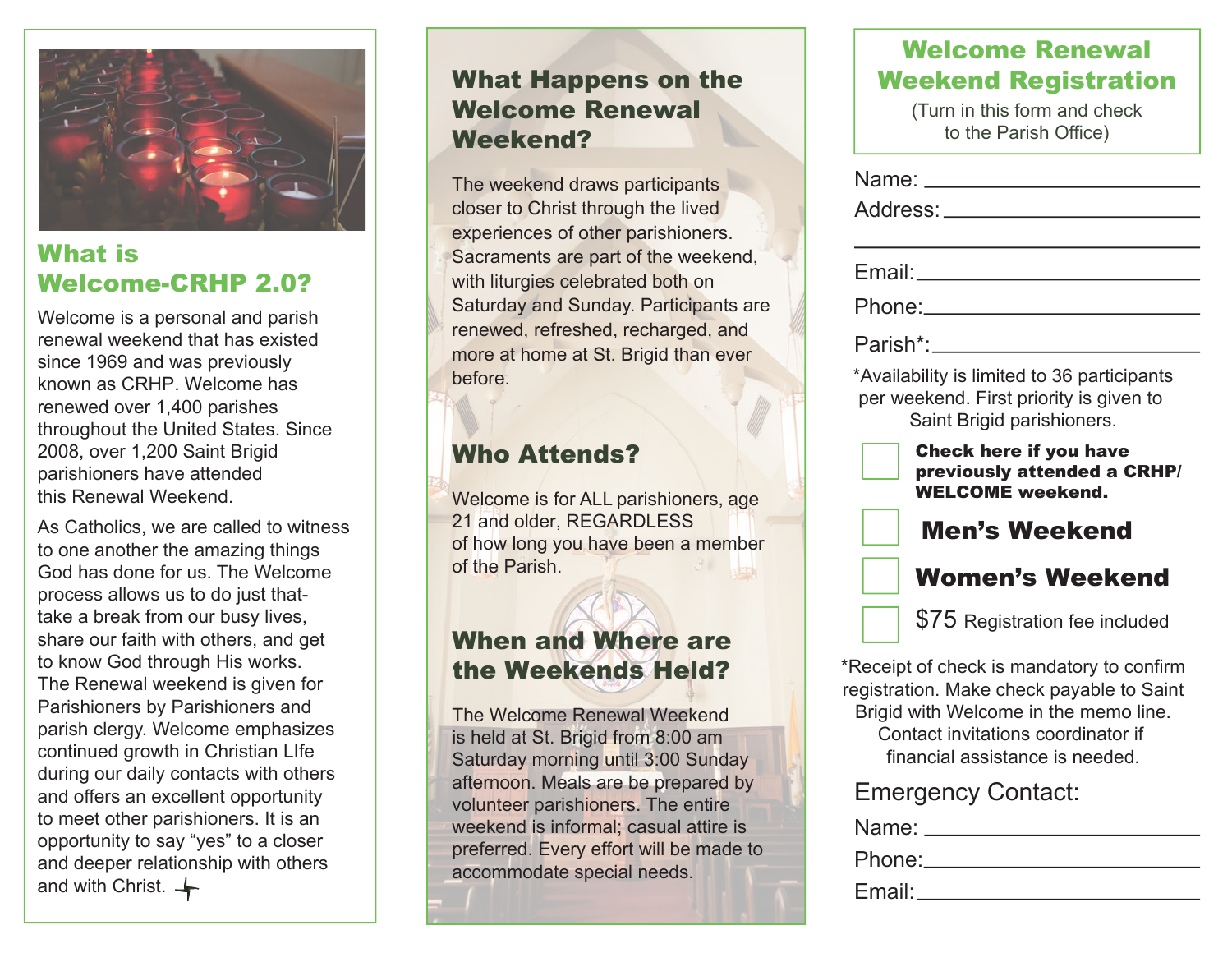## What is Welcome-CRHP 2.0?

Welcome is a personal and parish renewal weekend that has existed since 1969 and was previously known as CRHP. Welcome has renewed over 1,400 parishes throughout the United States. Since 2008, over 1,200 Saint Brigid parishioners have attended this Renewal Weekend.

As Catholics, we are called to witness to one another the amazing things God has done for us. The Welcome process allows us to do just that- take a break from our busy lives, share our faith with others, and get to know God through His works. The Renewal weekend is given for Parishioners by Parishioners and parish clergy. Welcome emphasizes continued growth in Christian LIfe during our daily contacts with others and offers an excellent opportunity to meet other parishioners. It is an opportunity to say "yes" to a closer and deeper relationship with others and with Christ.

## What Happens on the Welcome Renewal Weekend?

The weekend draws participants closer to Christ through the lived experiences of other parishioners. Sacraments are part of the weekend, with liturgies celebrated both on Saturday and Sunday. Participants are renewed, refreshed, recharged, and more at home at St. Brigid than ever before.

## Who Attends?

Welcome is for ALL parishioners, age 21 and older, REGARDLESS of how long you have been a member of the Parish.

## When and Where are the Weekends Held?

The Welcome Renewal Weekend is held at St. Brigid from 8:00 am Saturday morning until 3:00 Sunday afternoon. Meals are be prepared by volunteer parishioners. The entire weekend is informal; casual attire is preferred. Every effort will be made to accommodate special needs.

## Welcome Renewal Weekend Registration

(Turn in this form and check to the Parish Office)

Name: ______________________

Address: ______________________

______________________

Email: ______________________

Phone: ______________________

Parish*: ______________________

*Availability is limited to 36 participants per weekend. First priority is given to Saint Brigid parishioners.

☐ **Check here if you have previously attended a CRHP/ WELCOME weekend.**

☐ **Men's Weekend**

☐ **Women's Weekend**

☐ $75 Registration fee included

*Receipt of check is mandatory to confirm registration. Make check payable to Saint Brigid with Welcome in the memo line. Contact invitations coordinator if financial assistance is needed.

Emergency Contact:

Name: ______________________

Phone: ______________________

Email: ______________________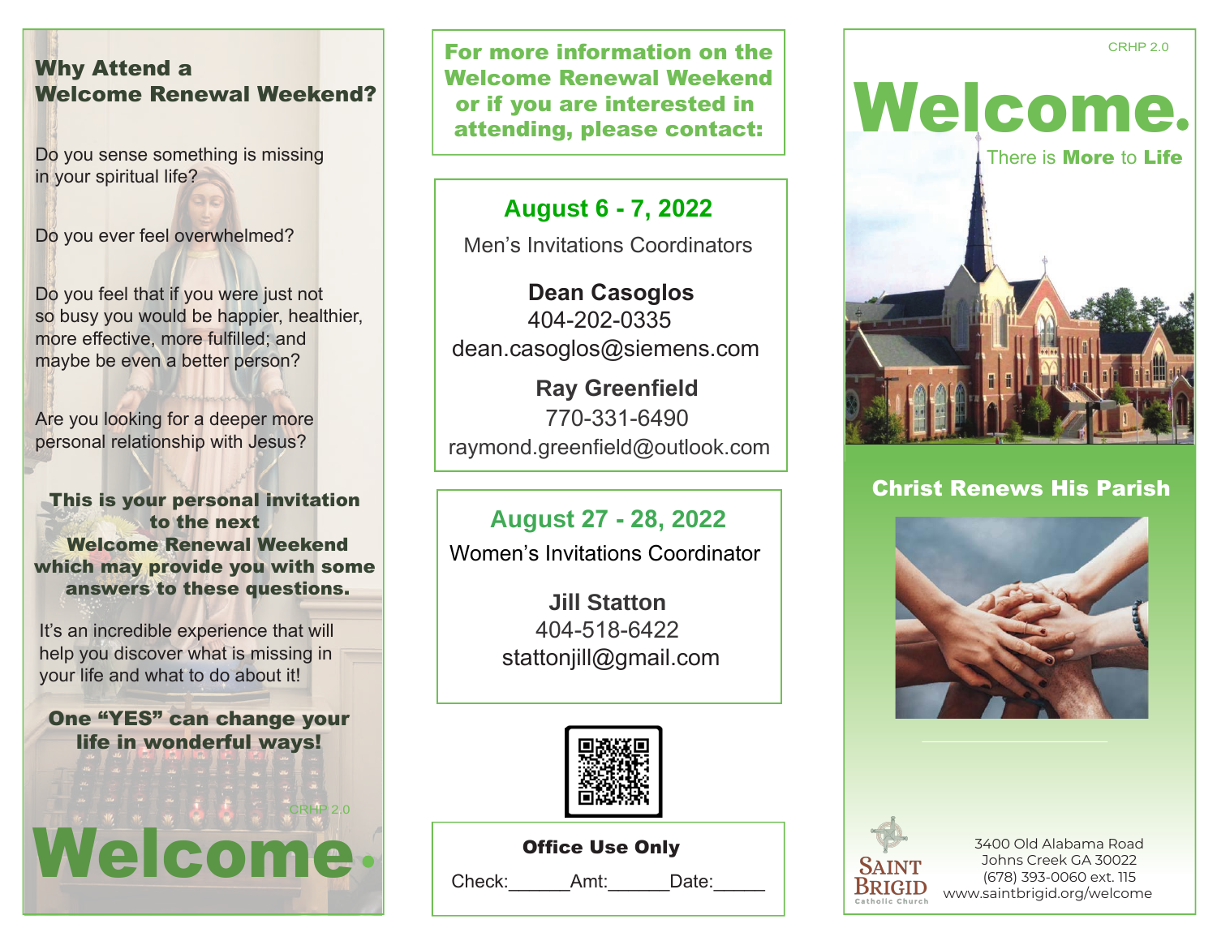## Why Attend a Welcome Renewal Weekend?

Do you sense something is missing in your spiritual life?

Do you ever feel overwhelmed?

Do you feel that if you were just not so busy you would be happier, healthier, more effective, more fulfilled; and maybe be even a better person?

Are you looking for a deeper more personal relationship with Jesus?

**This is your personal invitation to the next Welcome Renewal Weekend which may provide you with some answers to these questions.**

It's an incredible experience that will help you discover what is missing in your life and what to do about it!

**One "YES" can change your life in wonderful ways!**

CRHP 2.0

# Welcome.

**For more information on the Welcome Renewal Weekend or if you are interested in attending, please contact:**

### August 6 - 7, 2022

Men's Invitations Coordinators

**Dean Casoglos**
404-202-0335
dean.casoglos@siemens.com

**Ray Greenfield**
770-331-6490
raymond.greenfield@outlook.com

### August 27 - 28, 2022

Women's Invitations Coordinator

**Jill Statton**
404-518-6422
stattonjill@gmail.com

**Office Use Only**

Check:______Amt:______Date:_____

CRHP 2.0

# Welcome.

There is **More** to **Life**

## Christ Renews His Parish

Saint Brigid Catholic Church

3400 Old Alabama Road
Johns Creek GA 30022
(678) 393-0060 ext. 115
www.saintbrigid.org/welcome